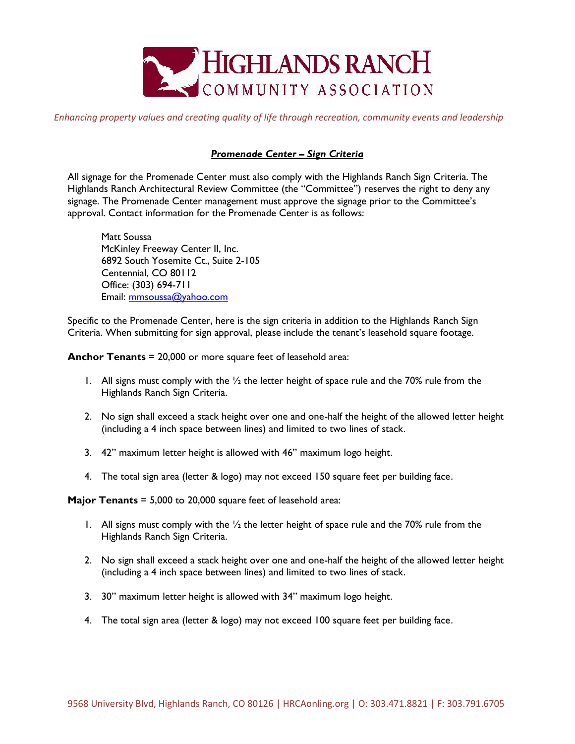# HIGHLANDS RANCH COMMUNITY ASSOCIATION

*Enhancing property values and creating quality of life through recreation, community events and leadership*

## ***Promenade Center – Sign Criteria***

All signage for the Promenade Center must also comply with the Highlands Ranch Sign Criteria. The Highlands Ranch Architectural Review Committee (the "Committee") reserves the right to deny any signage. The Promenade Center management must approve the signage prior to the Committee's approval. Contact information for the Promenade Center is as follows:

Matt Soussa
McKinley Freeway Center II, Inc.
6892 South Yosemite Ct., Suite 2-105
Centennial, CO 80112
Office: (303) 694-711
Email: mmsoussa@yahoo.com

Specific to the Promenade Center, here is the sign criteria in addition to the Highlands Ranch Sign Criteria. When submitting for sign approval, please include the tenant's leasehold square footage.

**Anchor Tenants** = 20,000 or more square feet of leasehold area:

1. All signs must comply with the ½ the letter height of space rule and the 70% rule from the Highlands Ranch Sign Criteria.
2. No sign shall exceed a stack height over one and one-half the height of the allowed letter height (including a 4 inch space between lines) and limited to two lines of stack.
3. 42" maximum letter height is allowed with 46" maximum logo height.
4. The total sign area (letter & logo) may not exceed 150 square feet per building face.

**Major Tenants** = 5,000 to 20,000 square feet of leasehold area:

1. All signs must comply with the ½ the letter height of space rule and the 70% rule from the Highlands Ranch Sign Criteria.
2. No sign shall exceed a stack height over one and one-half the height of the allowed letter height (including a 4 inch space between lines) and limited to two lines of stack.
3. 30" maximum letter height is allowed with 34" maximum logo height.
4. The total sign area (letter & logo) may not exceed 100 square feet per building face.

9568 University Blvd, Highlands Ranch, CO 80126 | HRCAonling.org | O: 303.471.8821 | F: 303.791.6705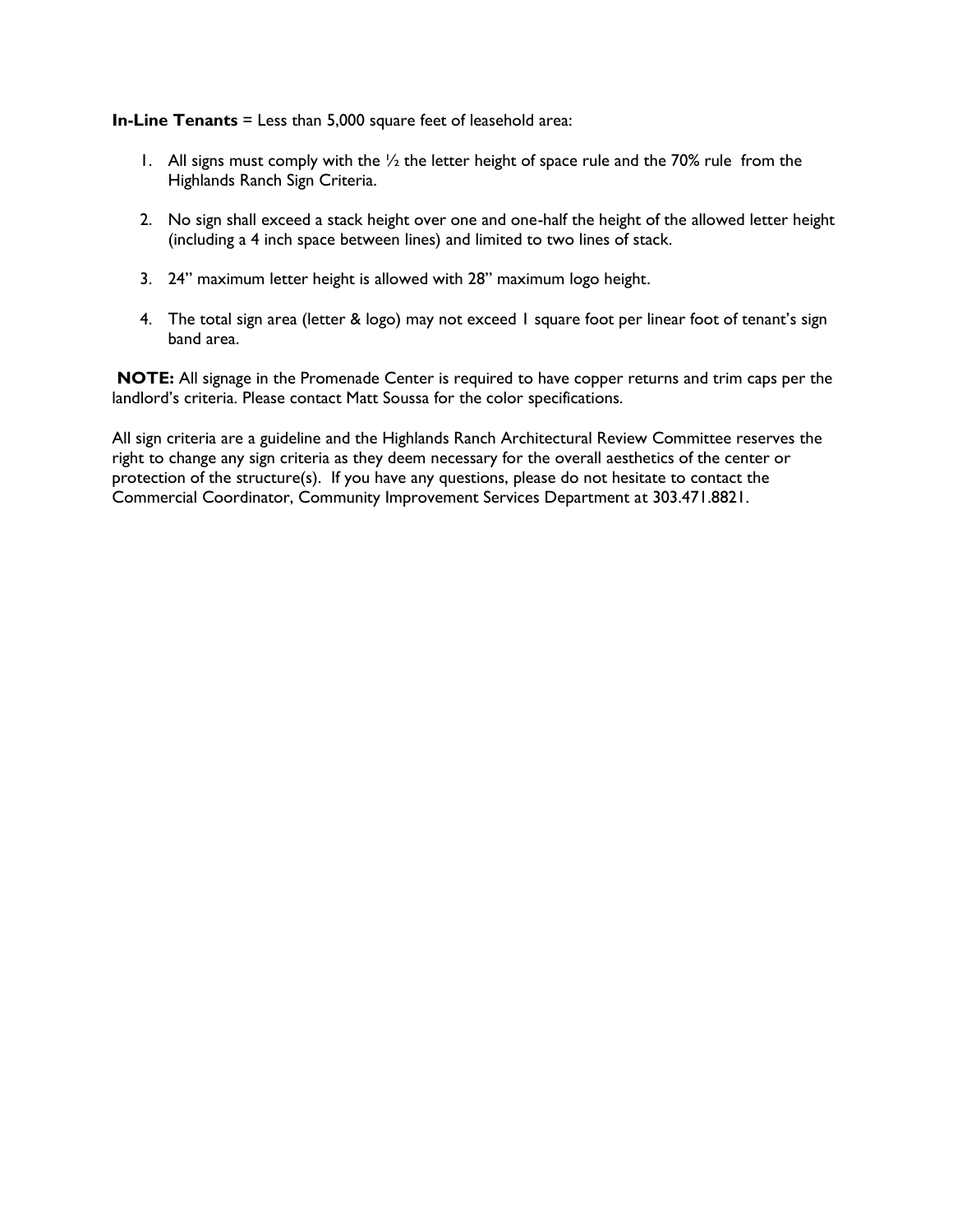**In-Line Tenants** = Less than 5,000 square feet of leasehold area:

1. All signs must comply with the ½ the letter height of space rule and the 70% rule from the Highlands Ranch Sign Criteria.

2. No sign shall exceed a stack height over one and one-half the height of the allowed letter height (including a 4 inch space between lines) and limited to two lines of stack.

3. 24" maximum letter height is allowed with 28" maximum logo height.

4. The total sign area (letter & logo) may not exceed 1 square foot per linear foot of tenant's sign band area.

**NOTE:** All signage in the Promenade Center is required to have copper returns and trim caps per the landlord's criteria. Please contact Matt Soussa for the color specifications.

All sign criteria are a guideline and the Highlands Ranch Architectural Review Committee reserves the right to change any sign criteria as they deem necessary for the overall aesthetics of the center or protection of the structure(s). If you have any questions, please do not hesitate to contact the Commercial Coordinator, Community Improvement Services Department at 303.471.8821.